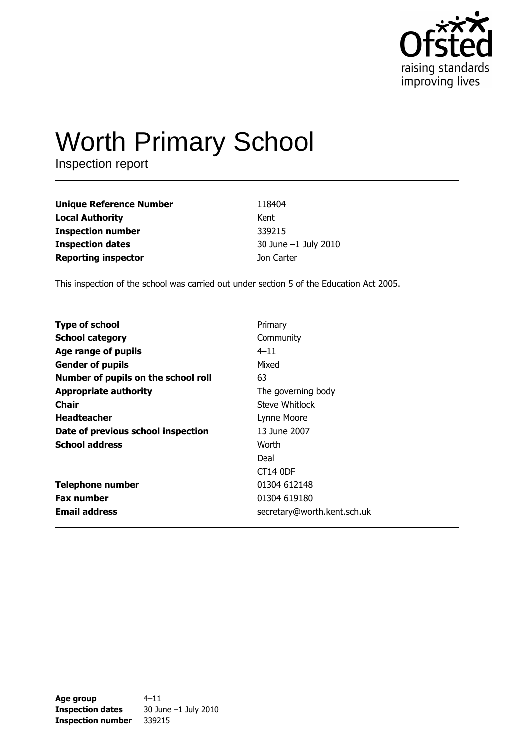Ofsted
raising standards
improving lives

# Worth Primary School

Inspection report

| | |
|---|---|
| **Unique Reference Number** | 118404 |
| **Local Authority** | Kent |
| **Inspection number** | 339215 |
| **Inspection dates** | 30 June –1 July 2010 |
| **Reporting inspector** | Jon Carter |

This inspection of the school was carried out under section 5 of the Education Act 2005.

| | |
|---|---|
| **Type of school** | Primary |
| **School category** | Community |
| **Age range of pupils** | 4–11 |
| **Gender of pupils** | Mixed |
| **Number of pupils on the school roll** | 63 |
| **Appropriate authority** | The governing body |
| **Chair** | Steve Whitlock |
| **Headteacher** | Lynne Moore |
| **Date of previous school inspection** | 13 June 2007 |
| **School address** | Worth<br>Deal<br>CT14 0DF |
| **Telephone number** | 01304 612148 |
| **Fax number** | 01304 619180 |
| **Email address** | secretary@worth.kent.sch.uk |

| | |
|---|---|
| **Age group** | 4–11 |
| **Inspection dates** | 30 June –1 July 2010 |
| **Inspection number** | 339215 |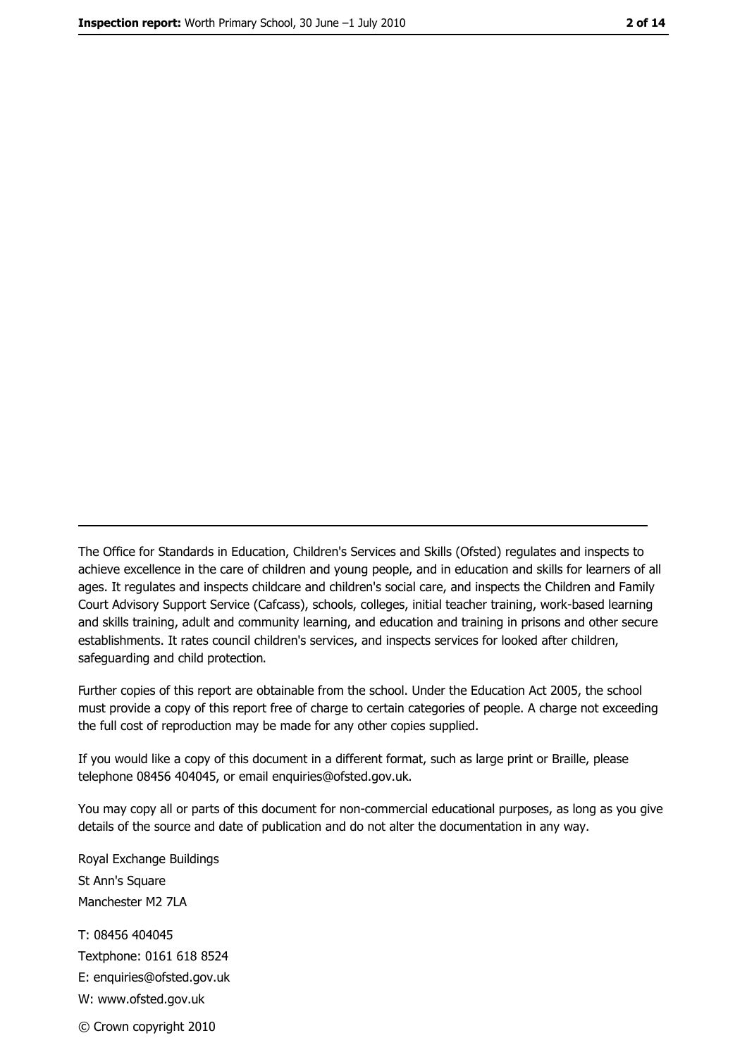---

The Office for Standards in Education, Children's Services and Skills (Ofsted) regulates and inspects to achieve excellence in the care of children and young people, and in education and skills for learners of all ages. It regulates and inspects childcare and children's social care, and inspects the Children and Family Court Advisory Support Service (Cafcass), schools, colleges, initial teacher training, work-based learning and skills training, adult and community learning, and education and training in prisons and other secure establishments. It rates council children's services, and inspects services for looked after children, safeguarding and child protection.

Further copies of this report are obtainable from the school. Under the Education Act 2005, the school must provide a copy of this report free of charge to certain categories of people. A charge not exceeding the full cost of reproduction may be made for any other copies supplied.

If you would like a copy of this document in a different format, such as large print or Braille, please telephone 08456 404045, or email enquiries@ofsted.gov.uk.

You may copy all or parts of this document for non-commercial educational purposes, as long as you give details of the source and date of publication and do not alter the documentation in any way.

Royal Exchange Buildings
St Ann's Square
Manchester M2 7LA

T: 08456 404045
Textphone: 0161 618 8524
E: enquiries@ofsted.gov.uk
W: www.ofsted.gov.uk

© Crown copyright 2010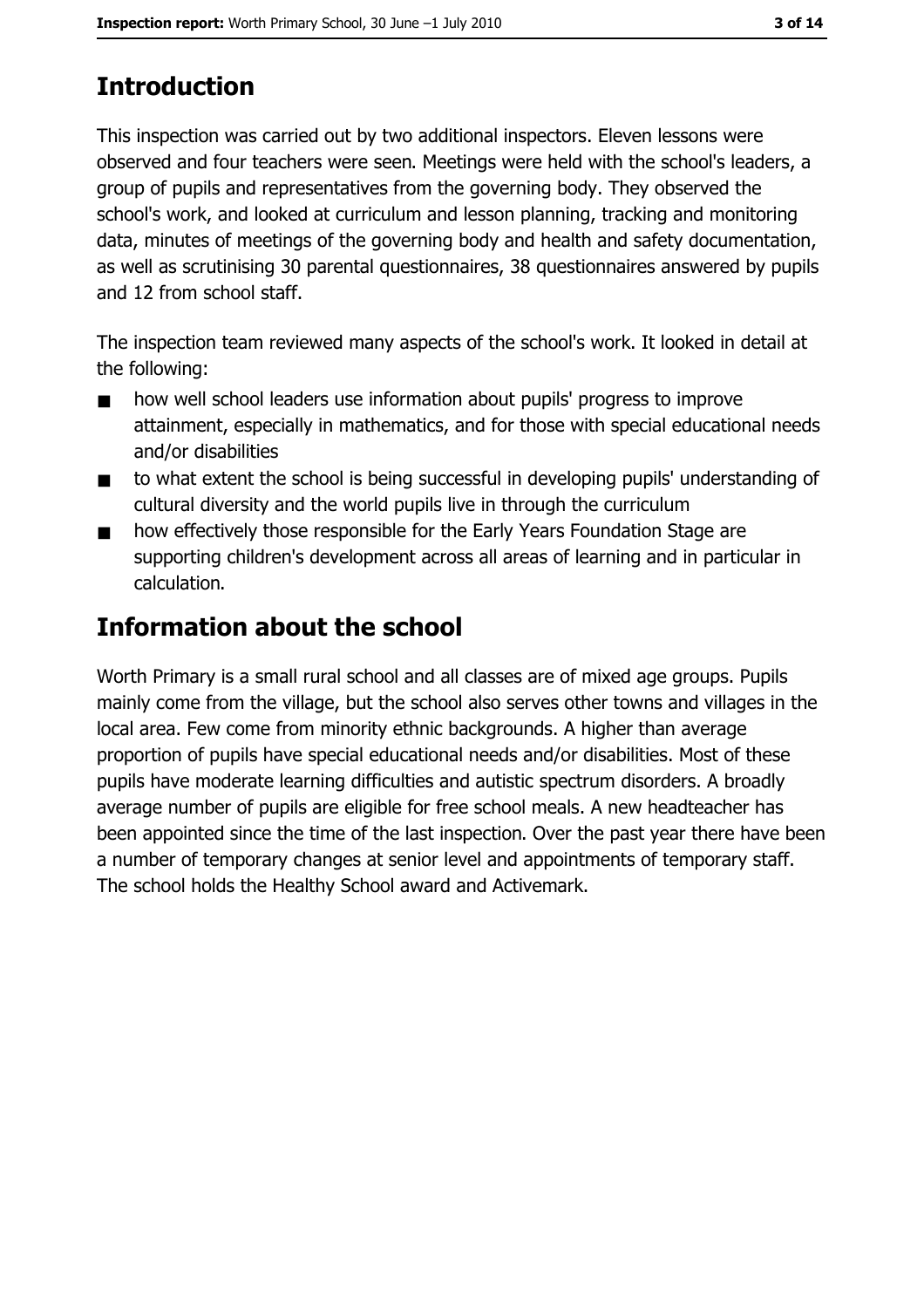## Introduction

This inspection was carried out by two additional inspectors. Eleven lessons were observed and four teachers were seen. Meetings were held with the school's leaders, a group of pupils and representatives from the governing body. They observed the school's work, and looked at curriculum and lesson planning, tracking and monitoring data, minutes of meetings of the governing body and health and safety documentation, as well as scrutinising 30 parental questionnaires, 38 questionnaires answered by pupils and 12 from school staff.

The inspection team reviewed many aspects of the school's work. It looked in detail at the following:

- how well school leaders use information about pupils' progress to improve attainment, especially in mathematics, and for those with special educational needs and/or disabilities
- to what extent the school is being successful in developing pupils' understanding of cultural diversity and the world pupils live in through the curriculum
- how effectively those responsible for the Early Years Foundation Stage are supporting children's development across all areas of learning and in particular in calculation.

## Information about the school

Worth Primary is a small rural school and all classes are of mixed age groups. Pupils mainly come from the village, but the school also serves other towns and villages in the local area. Few come from minority ethnic backgrounds. A higher than average proportion of pupils have special educational needs and/or disabilities. Most of these pupils have moderate learning difficulties and autistic spectrum disorders. A broadly average number of pupils are eligible for free school meals. A new headteacher has been appointed since the time of the last inspection. Over the past year there have been a number of temporary changes at senior level and appointments of temporary staff. The school holds the Healthy School award and Activemark.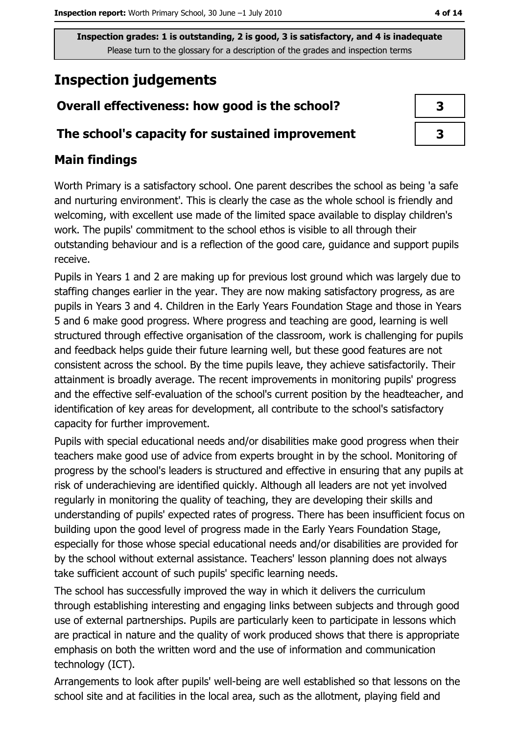Inspection grades: 1 is outstanding, 2 is good, 3 is satisfactory, and 4 is inadequate
Please turn to the glossary for a description of the grades and inspection terms

# Inspection judgements

| Overall effectiveness: how good is the school? | 3 |
|---|---|
| The school's capacity for sustained improvement | 3 |

## Main findings

Worth Primary is a satisfactory school. One parent describes the school as being 'a safe and nurturing environment'. This is clearly the case as the whole school is friendly and welcoming, with excellent use made of the limited space available to display children's work. The pupils' commitment to the school ethos is visible to all through their outstanding behaviour and is a reflection of the good care, guidance and support pupils receive.

Pupils in Years 1 and 2 are making up for previous lost ground which was largely due to staffing changes earlier in the year. They are now making satisfactory progress, as are pupils in Years 3 and 4. Children in the Early Years Foundation Stage and those in Years 5 and 6 make good progress. Where progress and teaching are good, learning is well structured through effective organisation of the classroom, work is challenging for pupils and feedback helps guide their future learning well, but these good features are not consistent across the school. By the time pupils leave, they achieve satisfactorily. Their attainment is broadly average. The recent improvements in monitoring pupils' progress and the effective self-evaluation of the school's current position by the headteacher, and identification of key areas for development, all contribute to the school's satisfactory capacity for further improvement.

Pupils with special educational needs and/or disabilities make good progress when their teachers make good use of advice from experts brought in by the school. Monitoring of progress by the school's leaders is structured and effective in ensuring that any pupils at risk of underachieving are identified quickly. Although all leaders are not yet involved regularly in monitoring the quality of teaching, they are developing their skills and understanding of pupils' expected rates of progress. There has been insufficient focus on building upon the good level of progress made in the Early Years Foundation Stage, especially for those whose special educational needs and/or disabilities are provided for by the school without external assistance. Teachers' lesson planning does not always take sufficient account of such pupils' specific learning needs.

The school has successfully improved the way in which it delivers the curriculum through establishing interesting and engaging links between subjects and through good use of external partnerships. Pupils are particularly keen to participate in lessons which are practical in nature and the quality of work produced shows that there is appropriate emphasis on both the written word and the use of information and communication technology (ICT).

Arrangements to look after pupils' well-being are well established so that lessons on the school site and at facilities in the local area, such as the allotment, playing field and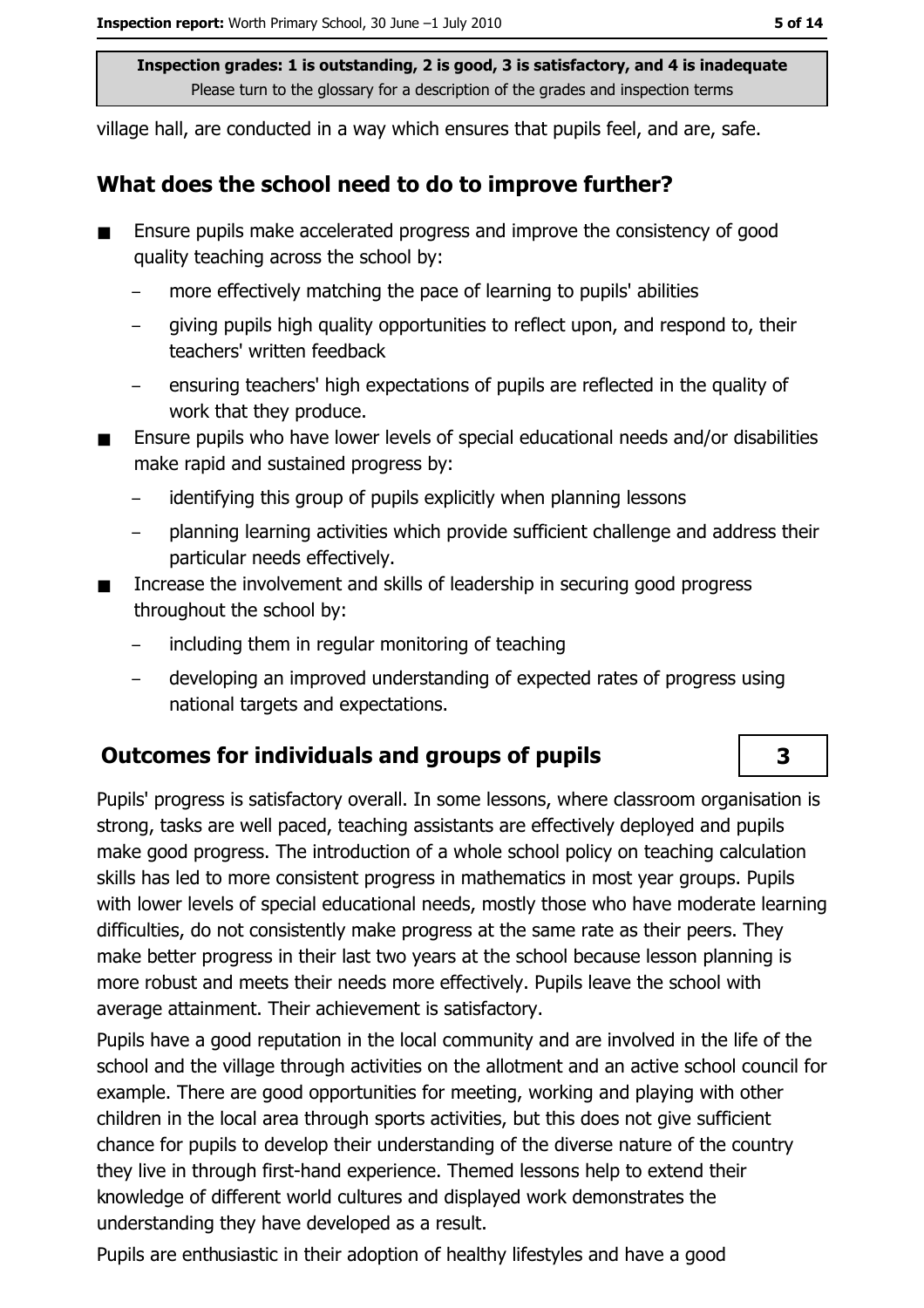village hall, are conducted in a way which ensures that pupils feel, and are, safe.

## What does the school need to do to improve further?

- Ensure pupils make accelerated progress and improve the consistency of good quality teaching across the school by:
  - more effectively matching the pace of learning to pupils' abilities
  - giving pupils high quality opportunities to reflect upon, and respond to, their teachers' written feedback
  - ensuring teachers' high expectations of pupils are reflected in the quality of work that they produce.
- Ensure pupils who have lower levels of special educational needs and/or disabilities make rapid and sustained progress by:
  - identifying this group of pupils explicitly when planning lessons
  - planning learning activities which provide sufficient challenge and address their particular needs effectively.
- Increase the involvement and skills of leadership in securing good progress throughout the school by:
  - including them in regular monitoring of teaching
  - developing an improved understanding of expected rates of progress using national targets and expectations.

## Outcomes for individuals and groups of pupils — 3

Pupils' progress is satisfactory overall. In some lessons, where classroom organisation is strong, tasks are well paced, teaching assistants are effectively deployed and pupils make good progress. The introduction of a whole school policy on teaching calculation skills has led to more consistent progress in mathematics in most year groups. Pupils with lower levels of special educational needs, mostly those who have moderate learning difficulties, do not consistently make progress at the same rate as their peers. They make better progress in their last two years at the school because lesson planning is more robust and meets their needs more effectively. Pupils leave the school with average attainment. Their achievement is satisfactory.

Pupils have a good reputation in the local community and are involved in the life of the school and the village through activities on the allotment and an active school council for example. There are good opportunities for meeting, working and playing with other children in the local area through sports activities, but this does not give sufficient chance for pupils to develop their understanding of the diverse nature of the country they live in through first-hand experience. Themed lessons help to extend their knowledge of different world cultures and displayed work demonstrates the understanding they have developed as a result.

Pupils are enthusiastic in their adoption of healthy lifestyles and have a good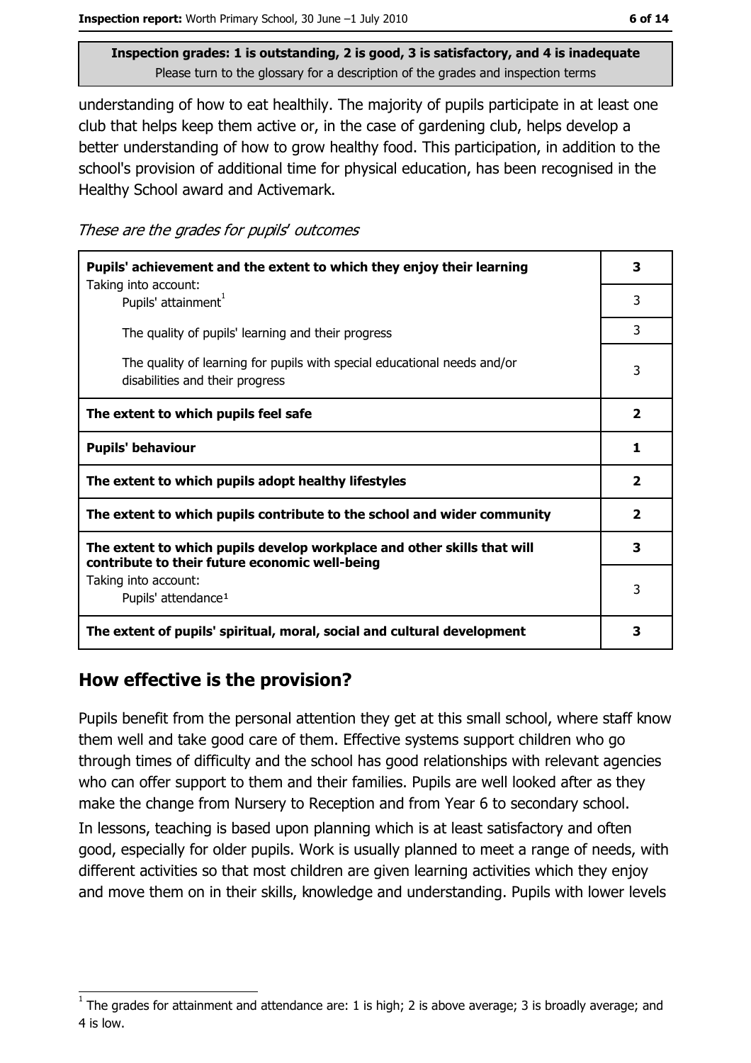**Inspection grades: 1 is outstanding, 2 is good, 3 is satisfactory, and 4 is inadequate**
Please turn to the glossary for a description of the grades and inspection terms

understanding of how to eat healthily. The majority of pupils participate in at least one club that helps keep them active or, in the case of gardening club, helps develop a better understanding of how to grow healthy food. This participation, in addition to the school's provision of additional time for physical education, has been recognised in the Healthy School award and Activemark.

*These are the grades for pupils' outcomes*

| | |
|---|---|
| **Pupils' achievement and the extent to which they enjoy their learning** | **3** |
| Taking into account: Pupils' attainment[1] | 3 |
| The quality of pupils' learning and their progress | 3 |
| The quality of learning for pupils with special educational needs and/or disabilities and their progress | 3 |
| **The extent to which pupils feel safe** | **2** |
| **Pupils' behaviour** | **1** |
| **The extent to which pupils adopt healthy lifestyles** | **2** |
| **The extent to which pupils contribute to the school and wider community** | **2** |
| **The extent to which pupils develop workplace and other skills that will contribute to their future economic well-being** | **3** |
| Taking into account: Pupils' attendance[1] | 3 |
| **The extent of pupils' spiritual, moral, social and cultural development** | **3** |

## How effective is the provision?

Pupils benefit from the personal attention they get at this small school, where staff know them well and take good care of them. Effective systems support children who go through times of difficulty and the school has good relationships with relevant agencies who can offer support to them and their families. Pupils are well looked after as they make the change from Nursery to Reception and from Year 6 to secondary school.

In lessons, teaching is based upon planning which is at least satisfactory and often good, especially for older pupils. Work is usually planned to meet a range of needs, with different activities so that most children are given learning activities which they enjoy and move them on in their skills, knowledge and understanding. Pupils with lower levels

[1] The grades for attainment and attendance are: 1 is high; 2 is above average; 3 is broadly average; and 4 is low.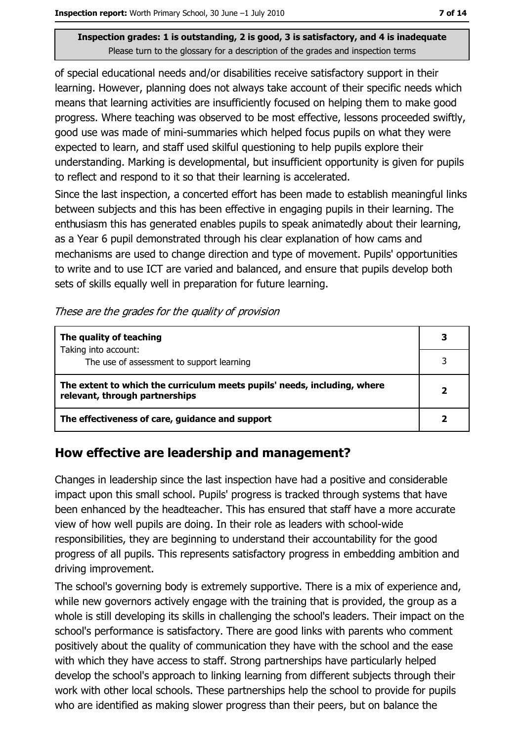of special educational needs and/or disabilities receive satisfactory support in their learning. However, planning does not always take account of their specific needs which means that learning activities are insufficiently focused on helping them to make good progress. Where teaching was observed to be most effective, lessons proceeded swiftly, good use was made of mini-summaries which helped focus pupils on what they were expected to learn, and staff used skilful questioning to help pupils explore their understanding. Marking is developmental, but insufficient opportunity is given for pupils to reflect and respond to it so that their learning is accelerated.

Since the last inspection, a concerted effort has been made to establish meaningful links between subjects and this has been effective in engaging pupils in their learning. The enthusiasm this has generated enables pupils to speak animatedly about their learning, as a Year 6 pupil demonstrated through his clear explanation of how cams and mechanisms are used to change direction and type of movement. Pupils' opportunities to write and to use ICT are varied and balanced, and ensure that pupils develop both sets of skills equally well in preparation for future learning.

*These are the grades for the quality of provision*

| | |
|---|---|
| **The quality of teaching** | **3** |
| Taking into account: The use of assessment to support learning | 3 |
| **The extent to which the curriculum meets pupils' needs, including, where relevant, through partnerships** | **2** |
| **The effectiveness of care, guidance and support** | **2** |

## How effective are leadership and management?

Changes in leadership since the last inspection have had a positive and considerable impact upon this small school. Pupils' progress is tracked through systems that have been enhanced by the headteacher. This has ensured that staff have a more accurate view of how well pupils are doing. In their role as leaders with school-wide responsibilities, they are beginning to understand their accountability for the good progress of all pupils. This represents satisfactory progress in embedding ambition and driving improvement.

The school's governing body is extremely supportive. There is a mix of experience and, while new governors actively engage with the training that is provided, the group as a whole is still developing its skills in challenging the school's leaders. Their impact on the school's performance is satisfactory. There are good links with parents who comment positively about the quality of communication they have with the school and the ease with which they have access to staff. Strong partnerships have particularly helped develop the school's approach to linking learning from different subjects through their work with other local schools. These partnerships help the school to provide for pupils who are identified as making slower progress than their peers, but on balance the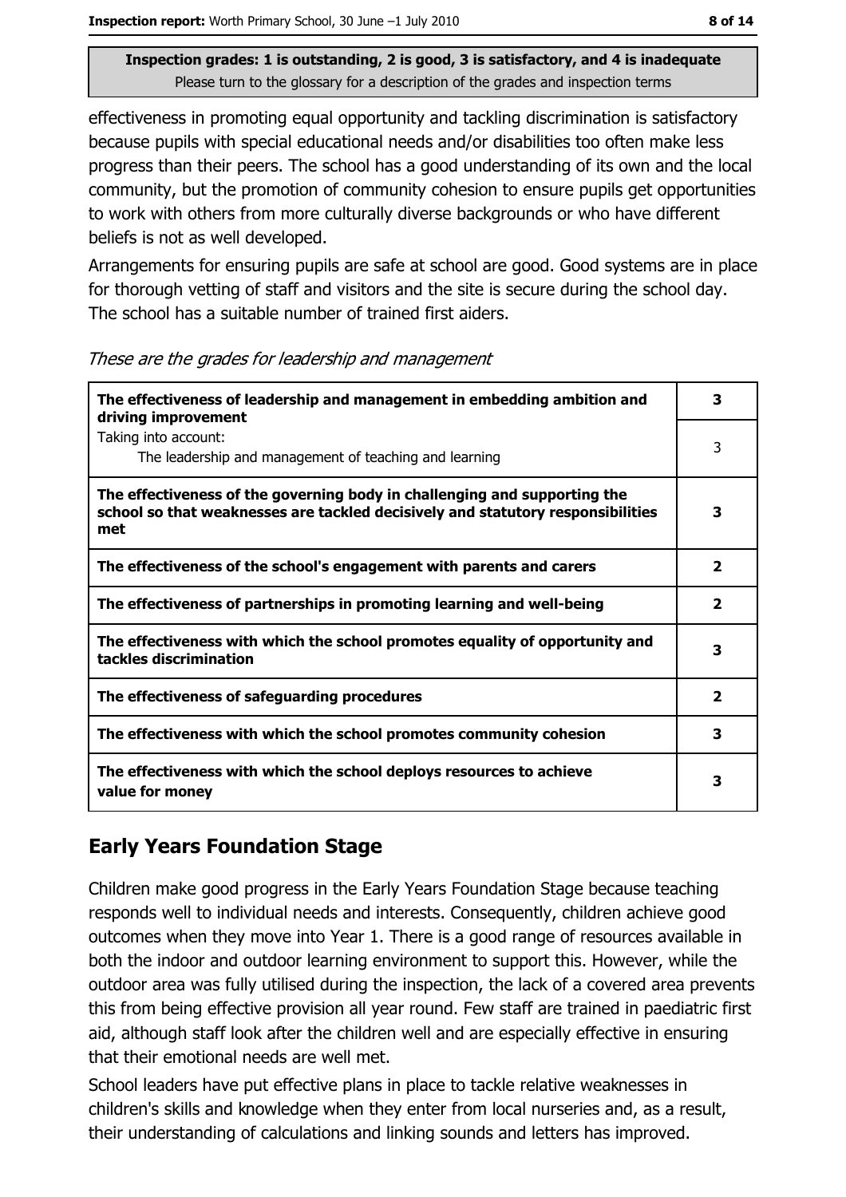**Inspection grades: 1 is outstanding, 2 is good, 3 is satisfactory, and 4 is inadequate**
Please turn to the glossary for a description of the grades and inspection terms

effectiveness in promoting equal opportunity and tackling discrimination is satisfactory because pupils with special educational needs and/or disabilities too often make less progress than their peers. The school has a good understanding of its own and the local community, but the promotion of community cohesion to ensure pupils get opportunities to work with others from more culturally diverse backgrounds or who have different beliefs is not as well developed.

Arrangements for ensuring pupils are safe at school are good. Good systems are in place for thorough vetting of staff and visitors and the site is secure during the school day. The school has a suitable number of trained first aiders.

*These are the grades for leadership and management*

| | |
|---|---|
| **The effectiveness of leadership and management in embedding ambition and driving improvement** | **3** |
| Taking into account: The leadership and management of teaching and learning | 3 |
| **The effectiveness of the governing body in challenging and supporting the school so that weaknesses are tackled decisively and statutory responsibilities met** | **3** |
| **The effectiveness of the school's engagement with parents and carers** | **2** |
| **The effectiveness of partnerships in promoting learning and well-being** | **2** |
| **The effectiveness with which the school promotes equality of opportunity and tackles discrimination** | **3** |
| **The effectiveness of safeguarding procedures** | **2** |
| **The effectiveness with which the school promotes community cohesion** | **3** |
| **The effectiveness with which the school deploys resources to achieve value for money** | **3** |

## Early Years Foundation Stage

Children make good progress in the Early Years Foundation Stage because teaching responds well to individual needs and interests. Consequently, children achieve good outcomes when they move into Year 1. There is a good range of resources available in both the indoor and outdoor learning environment to support this. However, while the outdoor area was fully utilised during the inspection, the lack of a covered area prevents this from being effective provision all year round. Few staff are trained in paediatric first aid, although staff look after the children well and are especially effective in ensuring that their emotional needs are well met.

School leaders have put effective plans in place to tackle relative weaknesses in children's skills and knowledge when they enter from local nurseries and, as a result, their understanding of calculations and linking sounds and letters has improved.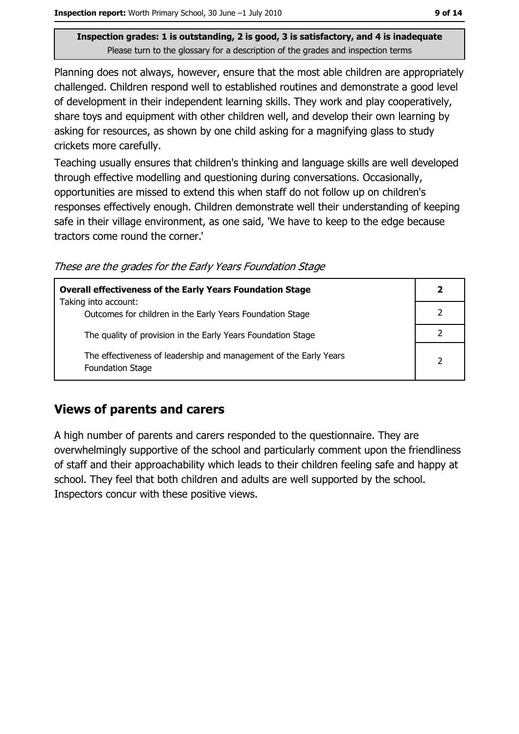**Inspection grades: 1 is outstanding, 2 is good, 3 is satisfactory, and 4 is inadequate**
Please turn to the glossary for a description of the grades and inspection terms

Planning does not always, however, ensure that the most able children are appropriately challenged. Children respond well to established routines and demonstrate a good level of development in their independent learning skills. They work and play cooperatively, share toys and equipment with other children well, and develop their own learning by asking for resources, as shown by one child asking for a magnifying glass to study crickets more carefully.

Teaching usually ensures that children's thinking and language skills are well developed through effective modelling and questioning during conversations. Occasionally, opportunities are missed to extend this when staff do not follow up on children's responses effectively enough. Children demonstrate well their understanding of keeping safe in their village environment, as one said, 'We have to keep to the edge because tractors come round the corner.'

*These are the grades for the Early Years Foundation Stage*

| **Overall effectiveness of the Early Years Foundation Stage** | **2** |
|---|---|
| Taking into account: Outcomes for children in the Early Years Foundation Stage | 2 |
| The quality of provision in the Early Years Foundation Stage | 2 |
| The effectiveness of leadership and management of the Early Years Foundation Stage | 2 |

## Views of parents and carers

A high number of parents and carers responded to the questionnaire. They are overwhelmingly supportive of the school and particularly comment upon the friendliness of staff and their approachability which leads to their children feeling safe and happy at school. They feel that both children and adults are well supported by the school. Inspectors concur with these positive views.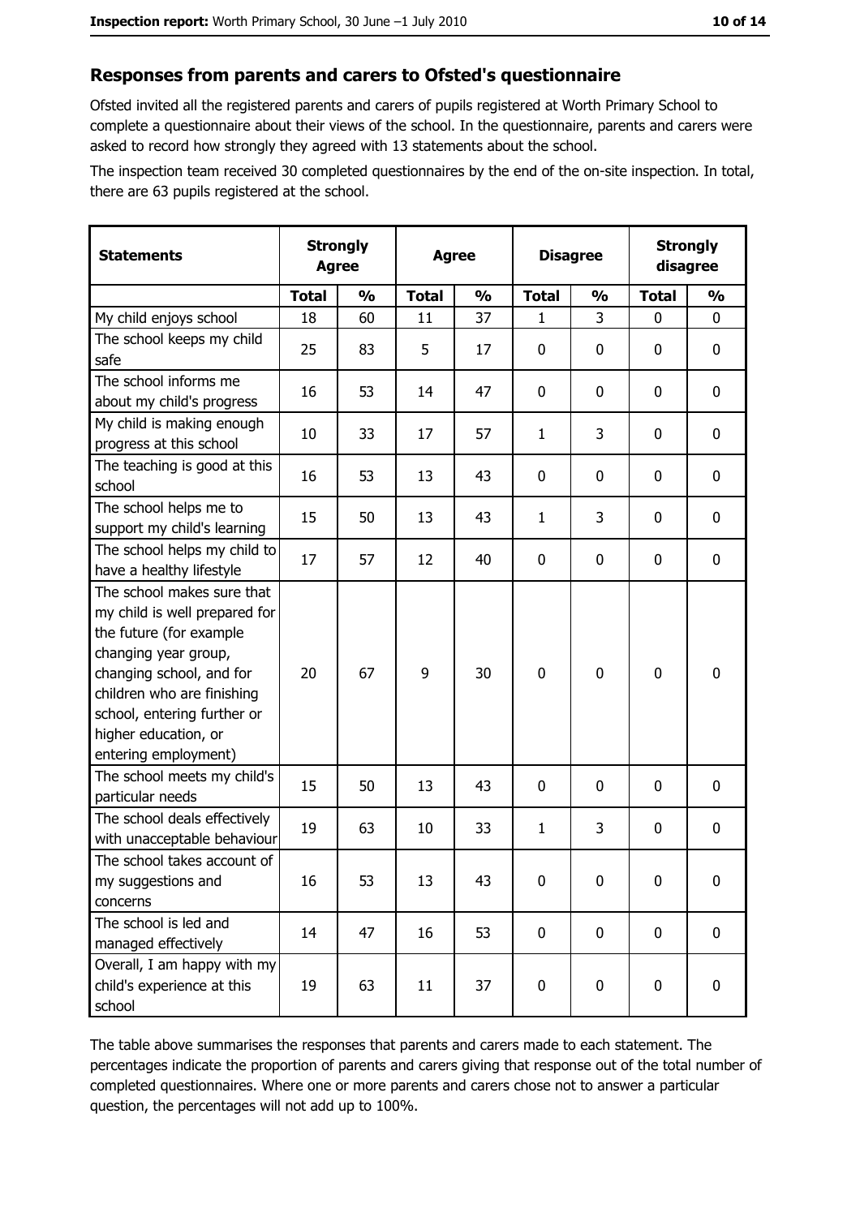## Responses from parents and carers to Ofsted's questionnaire

Ofsted invited all the registered parents and carers of pupils registered at Worth Primary School to complete a questionnaire about their views of the school. In the questionnaire, parents and carers were asked to record how strongly they agreed with 13 statements about the school.

The inspection team received 30 completed questionnaires by the end of the on-site inspection. In total, there are 63 pupils registered at the school.

| Statements | Strongly Agree | | Agree | | Disagree | | Strongly disagree | |
|---|---|---|---|---|---|---|---|---|
| | **Total** | **%** | **Total** | **%** | **Total** | **%** | **Total** | **%** |
| My child enjoys school | 18 | 60 | 11 | 37 | 1 | 3 | 0 | 0 |
| The school keeps my child safe | 25 | 83 | 5 | 17 | 0 | 0 | 0 | 0 |
| The school informs me about my child's progress | 16 | 53 | 14 | 47 | 0 | 0 | 0 | 0 |
| My child is making enough progress at this school | 10 | 33 | 17 | 57 | 1 | 3 | 0 | 0 |
| The teaching is good at this school | 16 | 53 | 13 | 43 | 0 | 0 | 0 | 0 |
| The school helps me to support my child's learning | 15 | 50 | 13 | 43 | 1 | 3 | 0 | 0 |
| The school helps my child to have a healthy lifestyle | 17 | 57 | 12 | 40 | 0 | 0 | 0 | 0 |
| The school makes sure that my child is well prepared for the future (for example changing year group, changing school, and for children who are finishing school, entering further or higher education, or entering employment) | 20 | 67 | 9 | 30 | 0 | 0 | 0 | 0 |
| The school meets my child's particular needs | 15 | 50 | 13 | 43 | 0 | 0 | 0 | 0 |
| The school deals effectively with unacceptable behaviour | 19 | 63 | 10 | 33 | 1 | 3 | 0 | 0 |
| The school takes account of my suggestions and concerns | 16 | 53 | 13 | 43 | 0 | 0 | 0 | 0 |
| The school is led and managed effectively | 14 | 47 | 16 | 53 | 0 | 0 | 0 | 0 |
| Overall, I am happy with my child's experience at this school | 19 | 63 | 11 | 37 | 0 | 0 | 0 | 0 |

The table above summarises the responses that parents and carers made to each statement. The percentages indicate the proportion of parents and carers giving that response out of the total number of completed questionnaires. Where one or more parents and carers chose not to answer a particular question, the percentages will not add up to 100%.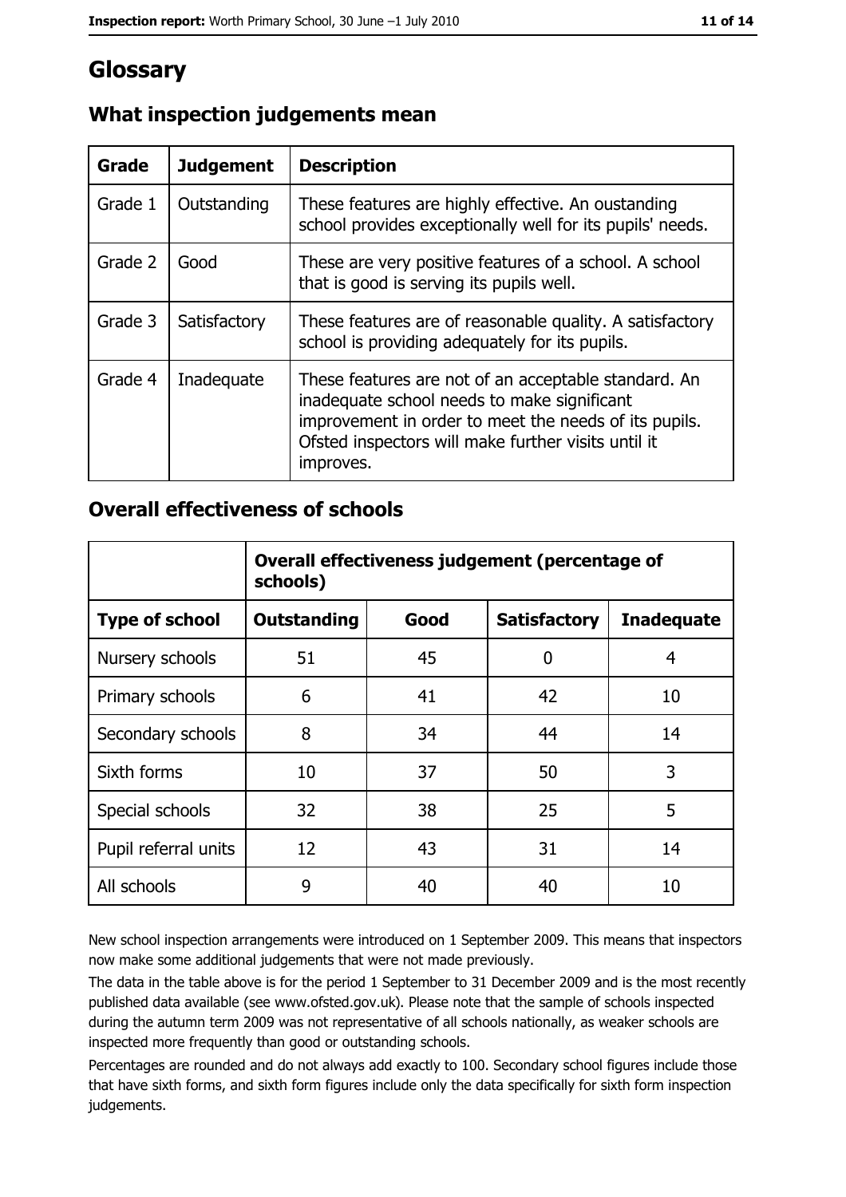# Glossary

## What inspection judgements mean

| Grade | Judgement | Description |
|---|---|---|
| Grade 1 | Outstanding | These features are highly effective. An oustanding school provides exceptionally well for its pupils' needs. |
| Grade 2 | Good | These are very positive features of a school. A school that is good is serving its pupils well. |
| Grade 3 | Satisfactory | These features are of reasonable quality. A satisfactory school is providing adequately for its pupils. |
| Grade 4 | Inadequate | These features are not of an acceptable standard. An inadequate school needs to make significant improvement in order to meet the needs of its pupils. Ofsted inspectors will make further visits until it improves. |

## Overall effectiveness of schools

| | Overall effectiveness judgement (percentage of schools) | | | |
|---|---|---|---|---|
| **Type of school** | **Outstanding** | **Good** | **Satisfactory** | **Inadequate** |
| Nursery schools | 51 | 45 | 0 | 4 |
| Primary schools | 6 | 41 | 42 | 10 |
| Secondary schools | 8 | 34 | 44 | 14 |
| Sixth forms | 10 | 37 | 50 | 3 |
| Special schools | 32 | 38 | 25 | 5 |
| Pupil referral units | 12 | 43 | 31 | 14 |
| All schools | 9 | 40 | 40 | 10 |

New school inspection arrangements were introduced on 1 September 2009. This means that inspectors now make some additional judgements that were not made previously.

The data in the table above is for the period 1 September to 31 December 2009 and is the most recently published data available (see www.ofsted.gov.uk). Please note that the sample of schools inspected during the autumn term 2009 was not representative of all schools nationally, as weaker schools are inspected more frequently than good or outstanding schools.

Percentages are rounded and do not always add exactly to 100. Secondary school figures include those that have sixth forms, and sixth form figures include only the data specifically for sixth form inspection judgements.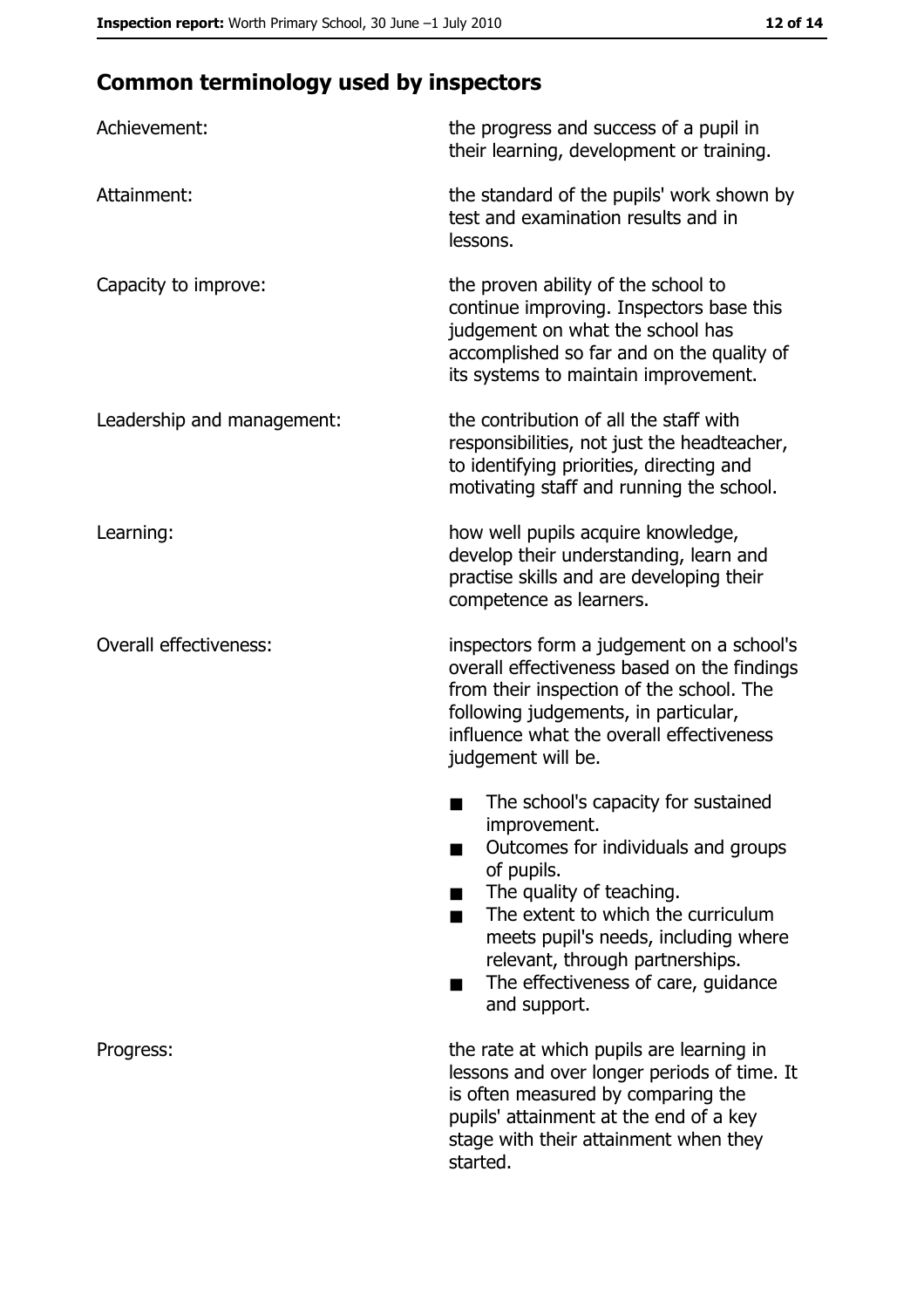## Common terminology used by inspectors

**Achievement:** the progress and success of a pupil in their learning, development or training.

**Attainment:** the standard of the pupils' work shown by test and examination results and in lessons.

**Capacity to improve:** the proven ability of the school to continue improving. Inspectors base this judgement on what the school has accomplished so far and on the quality of its systems to maintain improvement.

**Leadership and management:** the contribution of all the staff with responsibilities, not just the headteacher, to identifying priorities, directing and motivating staff and running the school.

**Learning:** how well pupils acquire knowledge, develop their understanding, learn and practise skills and are developing their competence as learners.

**Overall effectiveness:** inspectors form a judgement on a school's overall effectiveness based on the findings from their inspection of the school. The following judgements, in particular, influence what the overall effectiveness judgement will be.

- The school's capacity for sustained improvement.
- Outcomes for individuals and groups of pupils.
- The quality of teaching.
- The extent to which the curriculum meets pupil's needs, including where relevant, through partnerships.
- The effectiveness of care, guidance and support.

**Progress:** the rate at which pupils are learning in lessons and over longer periods of time. It is often measured by comparing the pupils' attainment at the end of a key stage with their attainment when they started.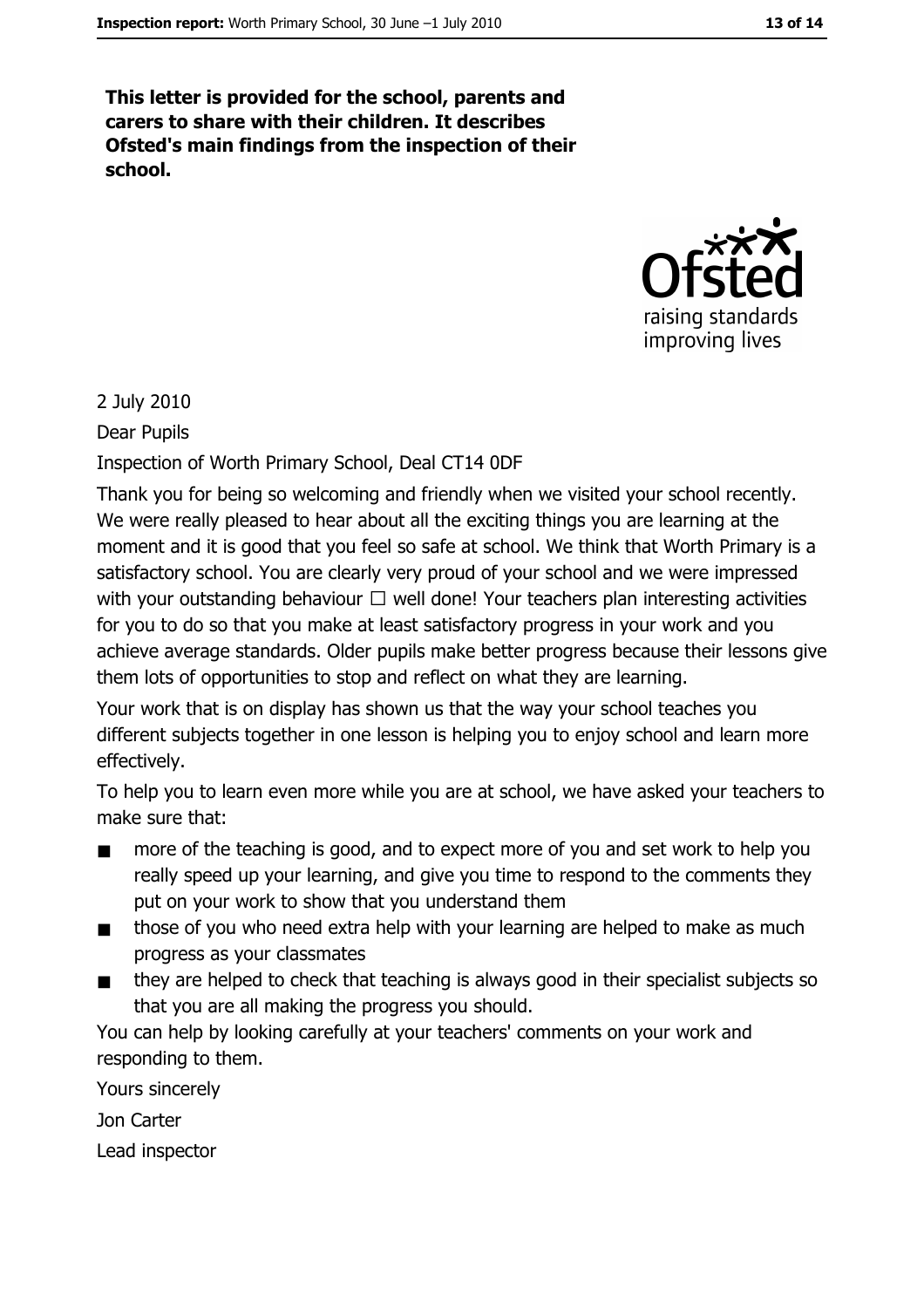**This letter is provided for the school, parents and carers to share with their children. It describes Ofsted's main findings from the inspection of their school.**

2 July 2010

Dear Pupils

Inspection of Worth Primary School, Deal CT14 0DF

Thank you for being so welcoming and friendly when we visited your school recently. We were really pleased to hear about all the exciting things you are learning at the moment and it is good that you feel so safe at school. We think that Worth Primary is a satisfactory school. You are clearly very proud of your school and we were impressed with your outstanding behaviour □ well done! Your teachers plan interesting activities for you to do so that you make at least satisfactory progress in your work and you achieve average standards. Older pupils make better progress because their lessons give them lots of opportunities to stop and reflect on what they are learning.

Your work that is on display has shown us that the way your school teaches you different subjects together in one lesson is helping you to enjoy school and learn more effectively.

To help you to learn even more while you are at school, we have asked your teachers to make sure that:

- more of the teaching is good, and to expect more of you and set work to help you really speed up your learning, and give you time to respond to the comments they put on your work to show that you understand them
- those of you who need extra help with your learning are helped to make as much progress as your classmates
- they are helped to check that teaching is always good in their specialist subjects so that you are all making the progress you should.

You can help by looking carefully at your teachers' comments on your work and responding to them.

Yours sincerely

Jon Carter

Lead inspector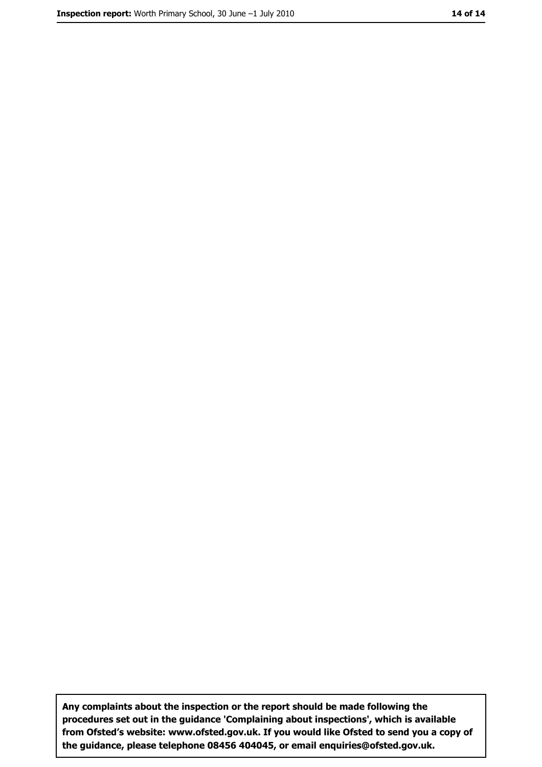**Any complaints about the inspection or the report should be made following the procedures set out in the guidance 'Complaining about inspections', which is available from Ofsted's website: www.ofsted.gov.uk. If you would like Ofsted to send you a copy of the guidance, please telephone 08456 404045, or email enquiries@ofsted.gov.uk.**